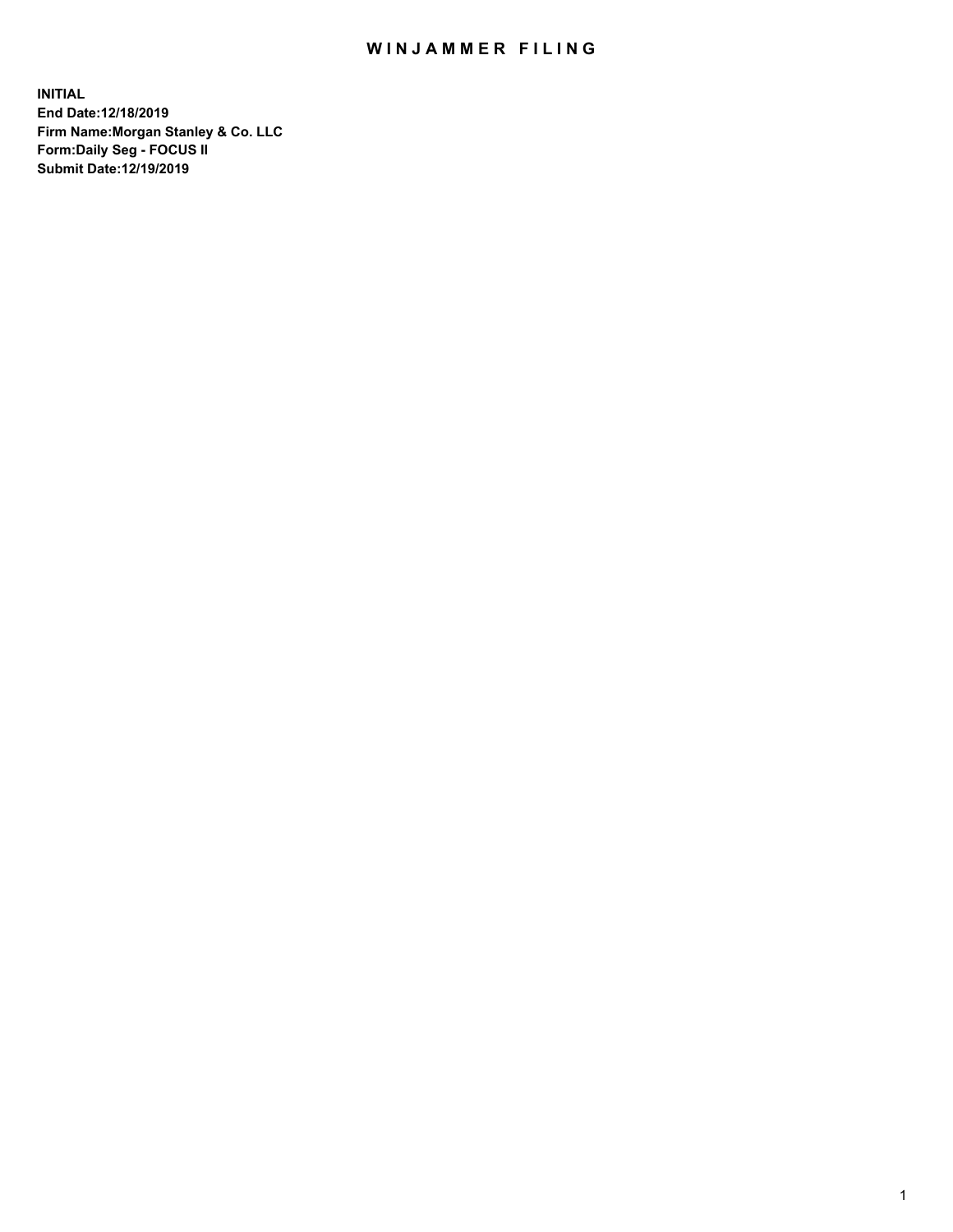# WINJAMMER FILING

**INITIAL**
**End Date:12/18/2019**
**Firm Name:Morgan Stanley & Co. LLC**
**Form:Daily Seg - FOCUS II**
**Submit Date:12/19/2019**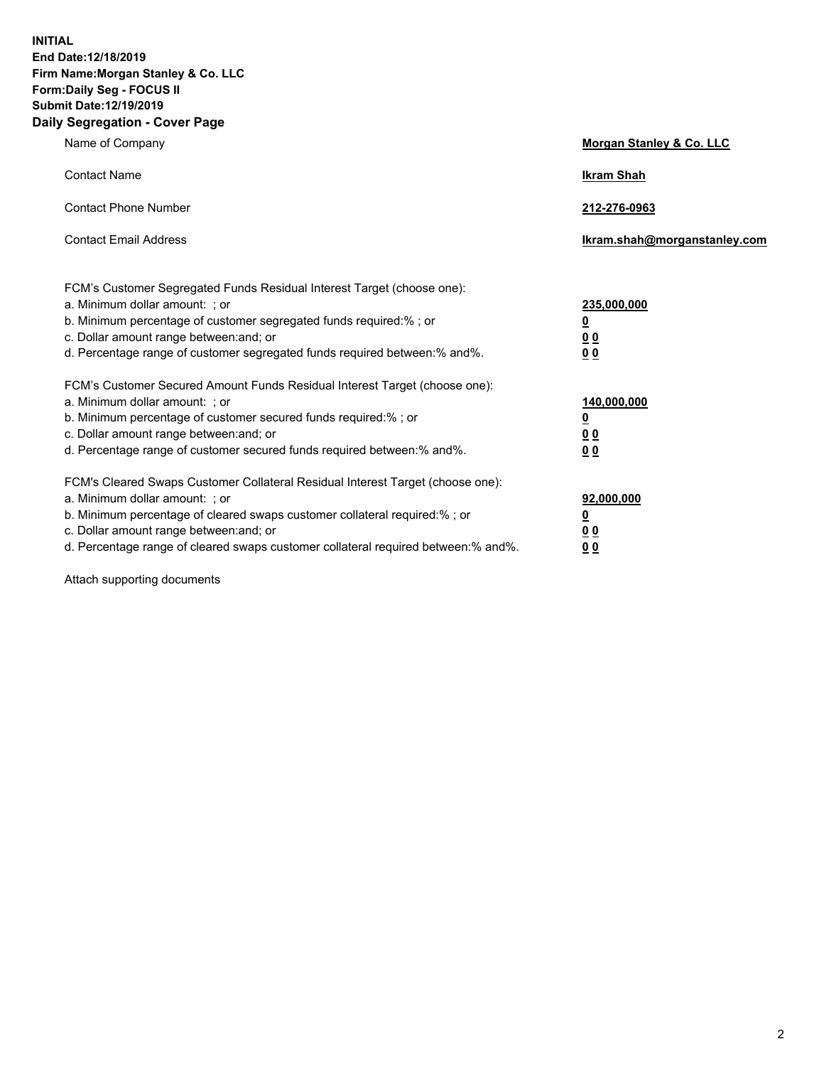**INITIAL**
**End Date:12/18/2019**
**Firm Name:Morgan Stanley & Co. LLC**
**Form:Daily Seg - FOCUS II**
**Submit Date:12/19/2019**
**Daily Segregation - Cover Page**

| | |
|---|---|
| Name of Company | **Morgan Stanley & Co. LLC** |
| Contact Name | **Ikram Shah** |
| Contact Phone Number | **212-276-0963** |
| Contact Email Address | **Ikram.shah@morganstanley.com** |

| | |
|---|---|
| FCM's Customer Segregated Funds Residual Interest Target (choose one): | |
| a. Minimum dollar amount: ; or | **235,000,000** |
| b. Minimum percentage of customer segregated funds required:% ; or | **0** |
| c. Dollar amount range between:and; or | **0 0** |
| d. Percentage range of customer segregated funds required between:% and%. | **0 0** |
| FCM's Customer Secured Amount Funds Residual Interest Target (choose one): | |
| a. Minimum dollar amount: ; or | **140,000,000** |
| b. Minimum percentage of customer secured funds required:% ; or | **0** |
| c. Dollar amount range between:and; or | **0 0** |
| d. Percentage range of customer secured funds required between:% and%. | **0 0** |
| FCM's Cleared Swaps Customer Collateral Residual Interest Target (choose one): | |
| a. Minimum dollar amount: ; or | **92,000,000** |
| b. Minimum percentage of cleared swaps customer collateral required:% ; or | **0** |
| c. Dollar amount range between:and; or | **0 0** |
| d. Percentage range of cleared swaps customer collateral required between:% and%. | **0 0** |

Attach supporting documents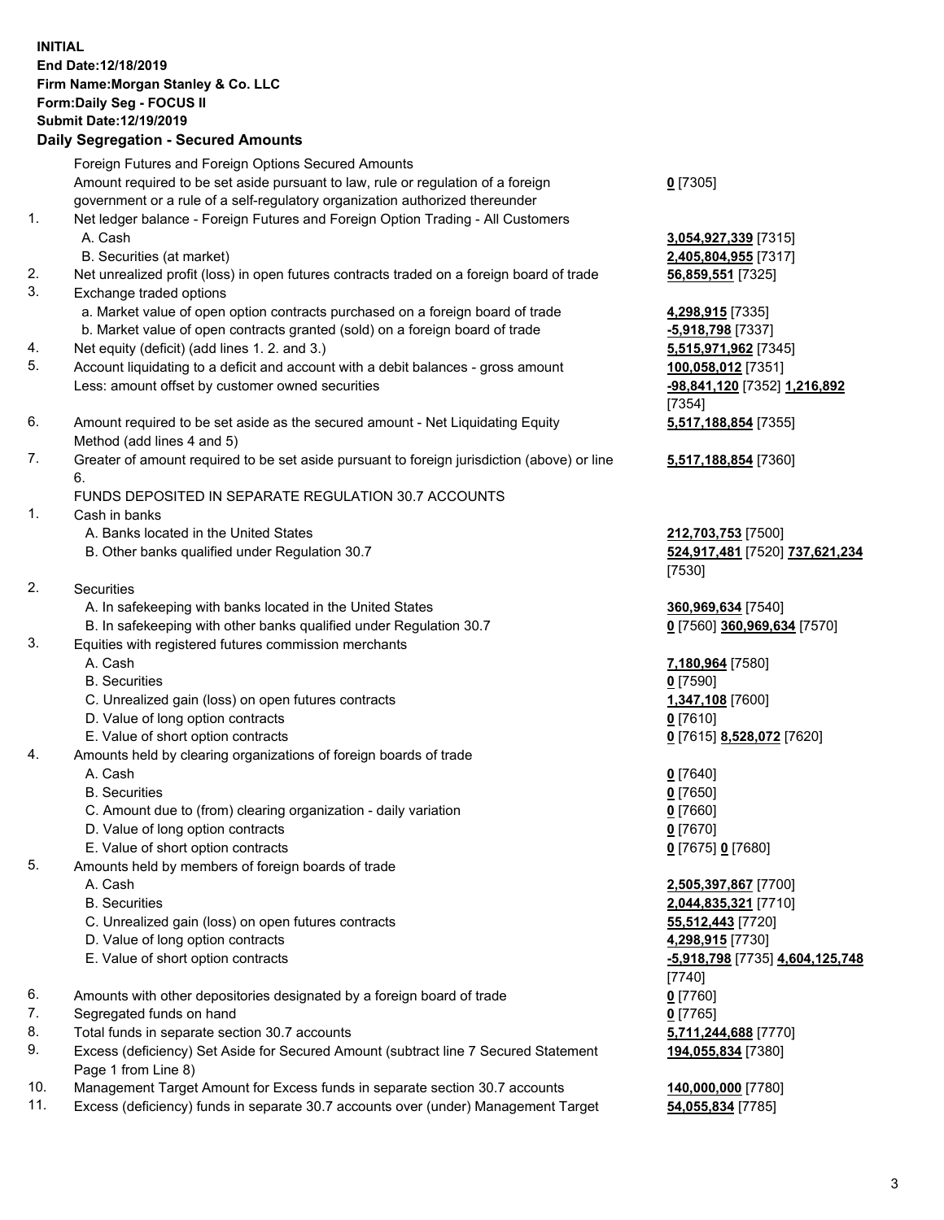**INITIAL**
**End Date:12/18/2019**
**Firm Name:Morgan Stanley & Co. LLC**
**Form:Daily Seg - FOCUS II**
**Submit Date:12/19/2019**

## Daily Segregation - Secured Amounts

| | | |
|---|---|---|
| | Foreign Futures and Foreign Options Secured Amounts | |
| | Amount required to be set aside pursuant to law, rule or regulation of a foreign government or a rule of a self-regulatory organization authorized thereunder | 0 [7305] |
| 1. | Net ledger balance - Foreign Futures and Foreign Option Trading - All Customers | |
| | A. Cash | 3,054,927,339 [7315] |
| | B. Securities (at market) | 2,405,804,955 [7317] |
| 2. | Net unrealized profit (loss) in open futures contracts traded on a foreign board of trade | 56,859,551 [7325] |
| 3. | Exchange traded options | |
| | a. Market value of open option contracts purchased on a foreign board of trade | 4,298,915 [7335] |
| | b. Market value of open contracts granted (sold) on a foreign board of trade | -5,918,798 [7337] |
| 4. | Net equity (deficit) (add lines 1. 2. and 3.) | 5,515,971,962 [7345] |
| 5. | Account liquidating to a deficit and account with a debit balances - gross amount | 100,058,012 [7351] |
| | Less: amount offset by customer owned securities | -98,841,120 [7352] 1,216,892 [7354] |
| 6. | Amount required to be set aside as the secured amount - Net Liquidating Equity Method (add lines 4 and 5) | 5,517,188,854 [7355] |
| 7. | Greater of amount required to be set aside pursuant to foreign jurisdiction (above) or line 6. | 5,517,188,854 [7360] |
| | FUNDS DEPOSITED IN SEPARATE REGULATION 30.7 ACCOUNTS | |
| 1. | Cash in banks | |
| | A. Banks located in the United States | 212,703,753 [7500] |
| | B. Other banks qualified under Regulation 30.7 | 524,917,481 [7520] 737,621,234 [7530] |
| 2. | Securities | |
| | A. In safekeeping with banks located in the United States | 360,969,634 [7540] |
| | B. In safekeeping with other banks qualified under Regulation 30.7 | 0 [7560] 360,969,634 [7570] |
| 3. | Equities with registered futures commission merchants | |
| | A. Cash | 7,180,964 [7580] |
| | B. Securities | 0 [7590] |
| | C. Unrealized gain (loss) on open futures contracts | 1,347,108 [7600] |
| | D. Value of long option contracts | 0 [7610] |
| | E. Value of short option contracts | 0 [7615] 8,528,072 [7620] |
| 4. | Amounts held by clearing organizations of foreign boards of trade | |
| | A. Cash | 0 [7640] |
| | B. Securities | 0 [7650] |
| | C. Amount due to (from) clearing organization - daily variation | 0 [7660] |
| | D. Value of long option contracts | 0 [7670] |
| | E. Value of short option contracts | 0 [7675] 0 [7680] |
| 5. | Amounts held by members of foreign boards of trade | |
| | A. Cash | 2,505,397,867 [7700] |
| | B. Securities | 2,044,835,321 [7710] |
| | C. Unrealized gain (loss) on open futures contracts | 55,512,443 [7720] |
| | D. Value of long option contracts | 4,298,915 [7730] |
| | E. Value of short option contracts | -5,918,798 [7735] 4,604,125,748 [7740] |
| 6. | Amounts with other depositories designated by a foreign board of trade | 0 [7760] |
| 7. | Segregated funds on hand | 0 [7765] |
| 8. | Total funds in separate section 30.7 accounts | 5,711,244,688 [7770] |
| 9. | Excess (deficiency) Set Aside for Secured Amount (subtract line 7 Secured Statement Page 1 from Line 8) | 194,055,834 [7380] |
| 10. | Management Target Amount for Excess funds in separate section 30.7 accounts | 140,000,000 [7780] |
| 11. | Excess (deficiency) funds in separate 30.7 accounts over (under) Management Target | 54,055,834 [7785] |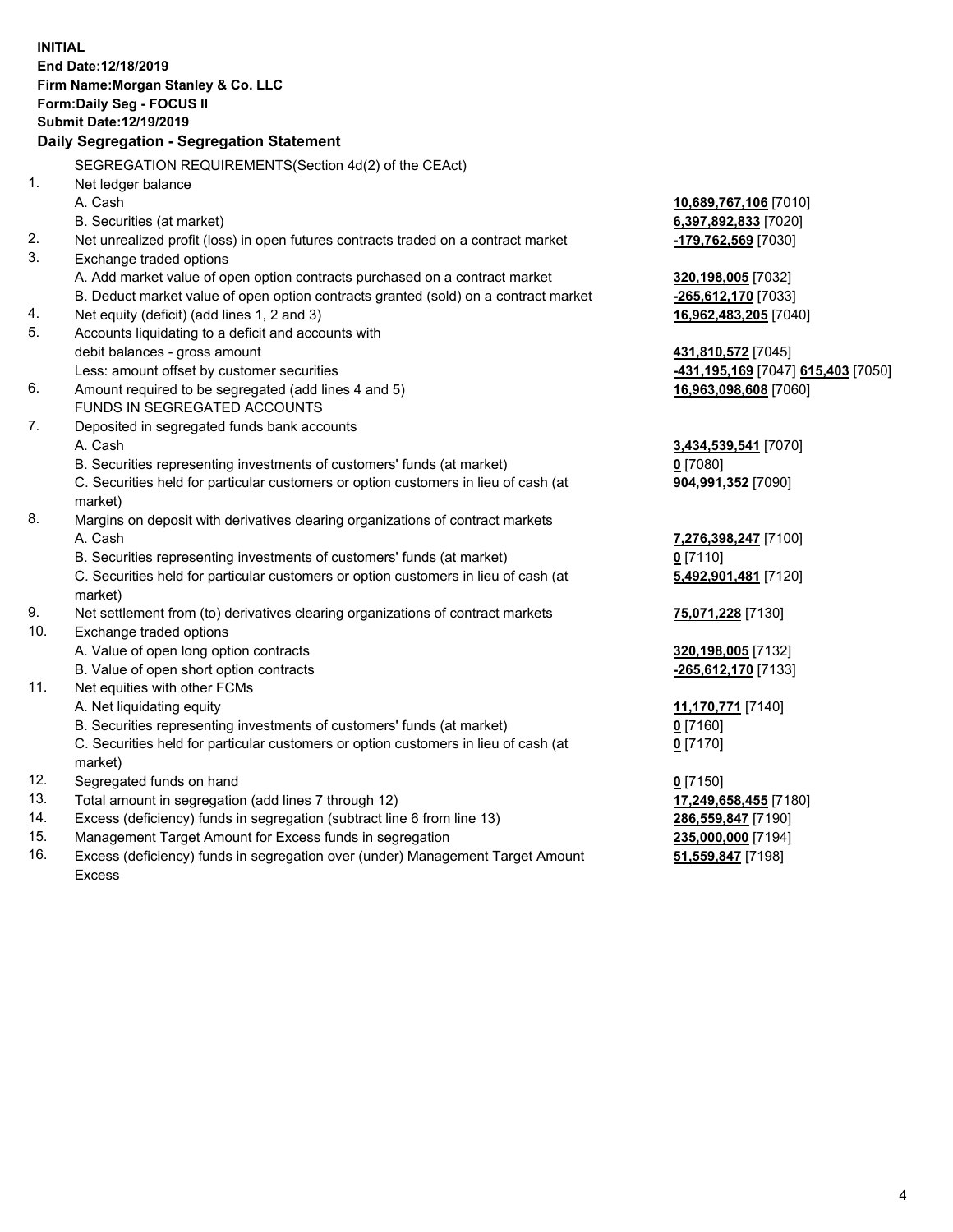**INITIAL**
**End Date:12/18/2019**
**Firm Name:Morgan Stanley & Co. LLC**
**Form:Daily Seg - FOCUS II**
**Submit Date:12/19/2019**

**Daily Segregation - Segregation Statement**

| | | |
|---|---|---|
| | SEGREGATION REQUIREMENTS(Section 4d(2) of the CEAct) | |
| 1. | Net ledger balance | |
| | A. Cash | **10,689,767,106** [7010] |
| | B. Securities (at market) | **6,397,892,833** [7020] |
| 2. | Net unrealized profit (loss) in open futures contracts traded on a contract market | **-179,762,569** [7030] |
| 3. | Exchange traded options | |
| | A. Add market value of open option contracts purchased on a contract market | **320,198,005** [7032] |
| | B. Deduct market value of open option contracts granted (sold) on a contract market | **-265,612,170** [7033] |
| 4. | Net equity (deficit) (add lines 1, 2 and 3) | **16,962,483,205** [7040] |
| 5. | Accounts liquidating to a deficit and accounts with | |
| | debit balances - gross amount | **431,810,572** [7045] |
| | Less: amount offset by customer securities | **-431,195,169** [7047] **615,403** [7050] |
| 6. | Amount required to be segregated (add lines 4 and 5) | **16,963,098,608** [7060] |
| | FUNDS IN SEGREGATED ACCOUNTS | |
| 7. | Deposited in segregated funds bank accounts | |
| | A. Cash | **3,434,539,541** [7070] |
| | B. Securities representing investments of customers' funds (at market) | **0** [7080] |
| | C. Securities held for particular customers or option customers in lieu of cash (at market) | **904,991,352** [7090] |
| 8. | Margins on deposit with derivatives clearing organizations of contract markets | |
| | A. Cash | **7,276,398,247** [7100] |
| | B. Securities representing investments of customers' funds (at market) | **0** [7110] |
| | C. Securities held for particular customers or option customers in lieu of cash (at market) | **5,492,901,481** [7120] |
| 9. | Net settlement from (to) derivatives clearing organizations of contract markets | **75,071,228** [7130] |
| 10. | Exchange traded options | |
| | A. Value of open long option contracts | **320,198,005** [7132] |
| | B. Value of open short option contracts | **-265,612,170** [7133] |
| 11. | Net equities with other FCMs | |
| | A. Net liquidating equity | **11,170,771** [7140] |
| | B. Securities representing investments of customers' funds (at market) | **0** [7160] |
| | C. Securities held for particular customers or option customers in lieu of cash (at market) | **0** [7170] |
| 12. | Segregated funds on hand | **0** [7150] |
| 13. | Total amount in segregation (add lines 7 through 12) | **17,249,658,455** [7180] |
| 14. | Excess (deficiency) funds in segregation (subtract line 6 from line 13) | **286,559,847** [7190] |
| 15. | Management Target Amount for Excess funds in segregation | **235,000,000** [7194] |
| 16. | Excess (deficiency) funds in segregation over (under) Management Target Amount Excess | **51,559,847** [7198] |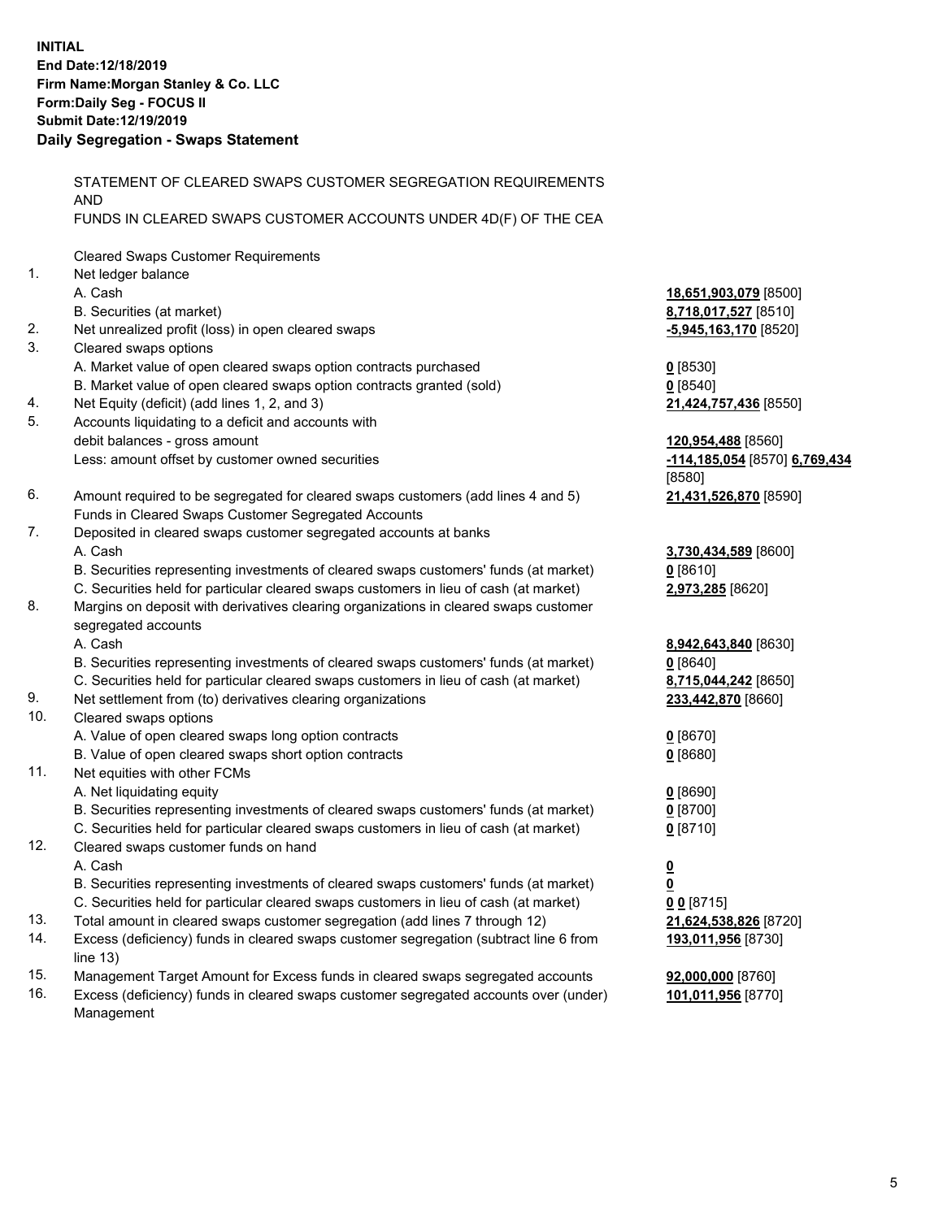**INITIAL**
**End Date:12/18/2019**
**Firm Name:Morgan Stanley & Co. LLC**
**Form:Daily Seg - FOCUS II**
**Submit Date:12/19/2019**
**Daily Segregation - Swaps Statement**

STATEMENT OF CLEARED SWAPS CUSTOMER SEGREGATION REQUIREMENTS AND FUNDS IN CLEARED SWAPS CUSTOMER ACCOUNTS UNDER 4D(F) OF THE CEA

| | | |
|---|---|---|
| | Cleared Swaps Customer Requirements | |
| 1. | Net ledger balance | |
| | A. Cash | **18,651,903,079** [8500] |
| | B. Securities (at market) | **8,718,017,527** [8510] |
| 2. | Net unrealized profit (loss) in open cleared swaps | **-5,945,163,170** [8520] |
| 3. | Cleared swaps options | |
| | A. Market value of open cleared swaps option contracts purchased | **0** [8530] |
| | B. Market value of open cleared swaps option contracts granted (sold) | **0** [8540] |
| 4. | Net Equity (deficit) (add lines 1, 2, and 3) | **21,424,757,436** [8550] |
| 5. | Accounts liquidating to a deficit and accounts with debit balances - gross amount | **120,954,488** [8560] |
| | Less: amount offset by customer owned securities | **-114,185,054** [8570] **6,769,434** [8580] |
| 6. | Amount required to be segregated for cleared swaps customers (add lines 4 and 5) | **21,431,526,870** [8590] |
| | Funds in Cleared Swaps Customer Segregated Accounts | |
| 7. | Deposited in cleared swaps customer segregated accounts at banks | |
| | A. Cash | **3,730,434,589** [8600] |
| | B. Securities representing investments of cleared swaps customers' funds (at market) | **0** [8610] |
| | C. Securities held for particular cleared swaps customers in lieu of cash (at market) | **2,973,285** [8620] |
| 8. | Margins on deposit with derivatives clearing organizations in cleared swaps customer segregated accounts | |
| | A. Cash | **8,942,643,840** [8630] |
| | B. Securities representing investments of cleared swaps customers' funds (at market) | **0** [8640] |
| | C. Securities held for particular cleared swaps customers in lieu of cash (at market) | **8,715,044,242** [8650] |
| 9. | Net settlement from (to) derivatives clearing organizations | **233,442,870** [8660] |
| 10. | Cleared swaps options | |
| | A. Value of open cleared swaps long option contracts | **0** [8670] |
| | B. Value of open cleared swaps short option contracts | **0** [8680] |
| 11. | Net equities with other FCMs | |
| | A. Net liquidating equity | **0** [8690] |
| | B. Securities representing investments of cleared swaps customers' funds (at market) | **0** [8700] |
| | C. Securities held for particular cleared swaps customers in lieu of cash (at market) | **0** [8710] |
| 12. | Cleared swaps customer funds on hand | |
| | A. Cash | **0** |
| | B. Securities representing investments of cleared swaps customers' funds (at market) | **0** |
| | C. Securities held for particular cleared swaps customers in lieu of cash (at market) | **0** **0** [8715] |
| 13. | Total amount in cleared swaps customer segregation (add lines 7 through 12) | **21,624,538,826** [8720] |
| 14. | Excess (deficiency) funds in cleared swaps customer segregation (subtract line 6 from line 13) | **193,011,956** [8730] |
| 15. | Management Target Amount for Excess funds in cleared swaps segregated accounts | **92,000,000** [8760] |
| 16. | Excess (deficiency) funds in cleared swaps customer segregated accounts over (under) Management | **101,011,956** [8770] |